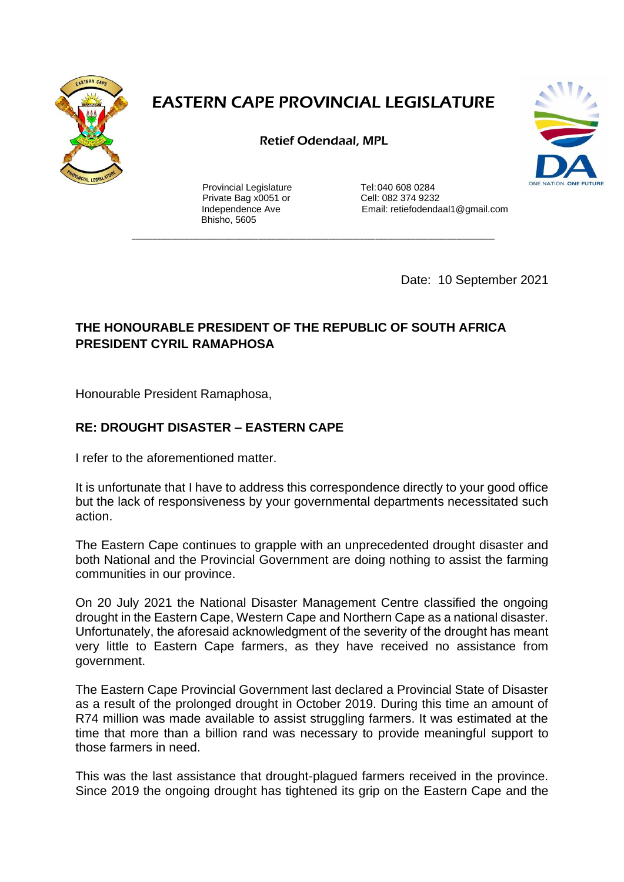# EASTERN CAPE PROVINCIAL LEGISLATURE

**Retief Odendaal, MPL**

Provincial Legislature
Private Bag x0051 or
Independence Ave
Bhisho, 5605

Tel: 040 608 0284
Cell: 082 374 9232
Email: retiefodendaal1@gmail.com

ONE NATION. ONE FUTURE

---

Date: 10 September 2021

**THE HONOURABLE PRESIDENT OF THE REPUBLIC OF SOUTH AFRICA**
**PRESIDENT CYRIL RAMAPHOSA**

Honourable President Ramaphosa,

**RE: DROUGHT DISASTER – EASTERN CAPE**

I refer to the aforementioned matter.

It is unfortunate that I have to address this correspondence directly to your good office but the lack of responsiveness by your governmental departments necessitated such action.

The Eastern Cape continues to grapple with an unprecedented drought disaster and both National and the Provincial Government are doing nothing to assist the farming communities in our province.

On 20 July 2021 the National Disaster Management Centre classified the ongoing drought in the Eastern Cape, Western Cape and Northern Cape as a national disaster. Unfortunately, the aforesaid acknowledgment of the severity of the drought has meant very little to Eastern Cape farmers, as they have received no assistance from government.

The Eastern Cape Provincial Government last declared a Provincial State of Disaster as a result of the prolonged drought in October 2019. During this time an amount of R74 million was made available to assist struggling farmers. It was estimated at the time that more than a billion rand was necessary to provide meaningful support to those farmers in need.

This was the last assistance that drought-plagued farmers received in the province. Since 2019 the ongoing drought has tightened its grip on the Eastern Cape and the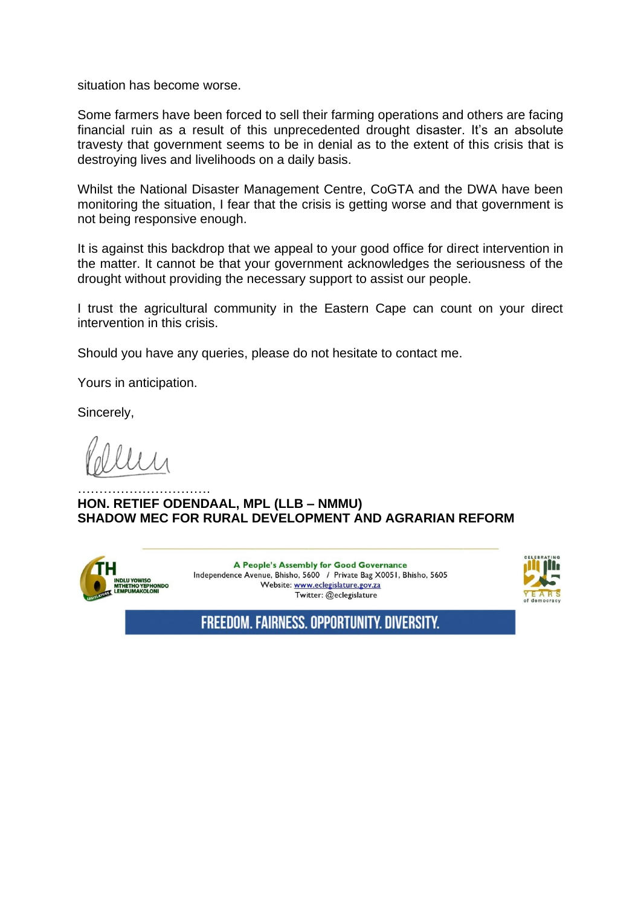situation has become worse.

Some farmers have been forced to sell their farming operations and others are facing financial ruin as a result of this unprecedented drought disaster. It's an absolute travesty that government seems to be in denial as to the extent of this crisis that is destroying lives and livelihoods on a daily basis.

Whilst the National Disaster Management Centre, CoGTA and the DWA have been monitoring the situation, I fear that the crisis is getting worse and that government is not being responsive enough.

It is against this backdrop that we appeal to your good office for direct intervention in the matter. It cannot be that your government acknowledges the seriousness of the drought without providing the necessary support to assist our people.

I trust the agricultural community in the Eastern Cape can count on your direct intervention in this crisis.

Should you have any queries, please do not hesitate to contact me.

Yours in anticipation.

Sincerely,

…………………………

**HON. RETIEF ODENDAAL, MPL (LLB – NMMU)**
**SHADOW MEC FOR RURAL DEVELOPMENT AND AGRARIAN REFORM**